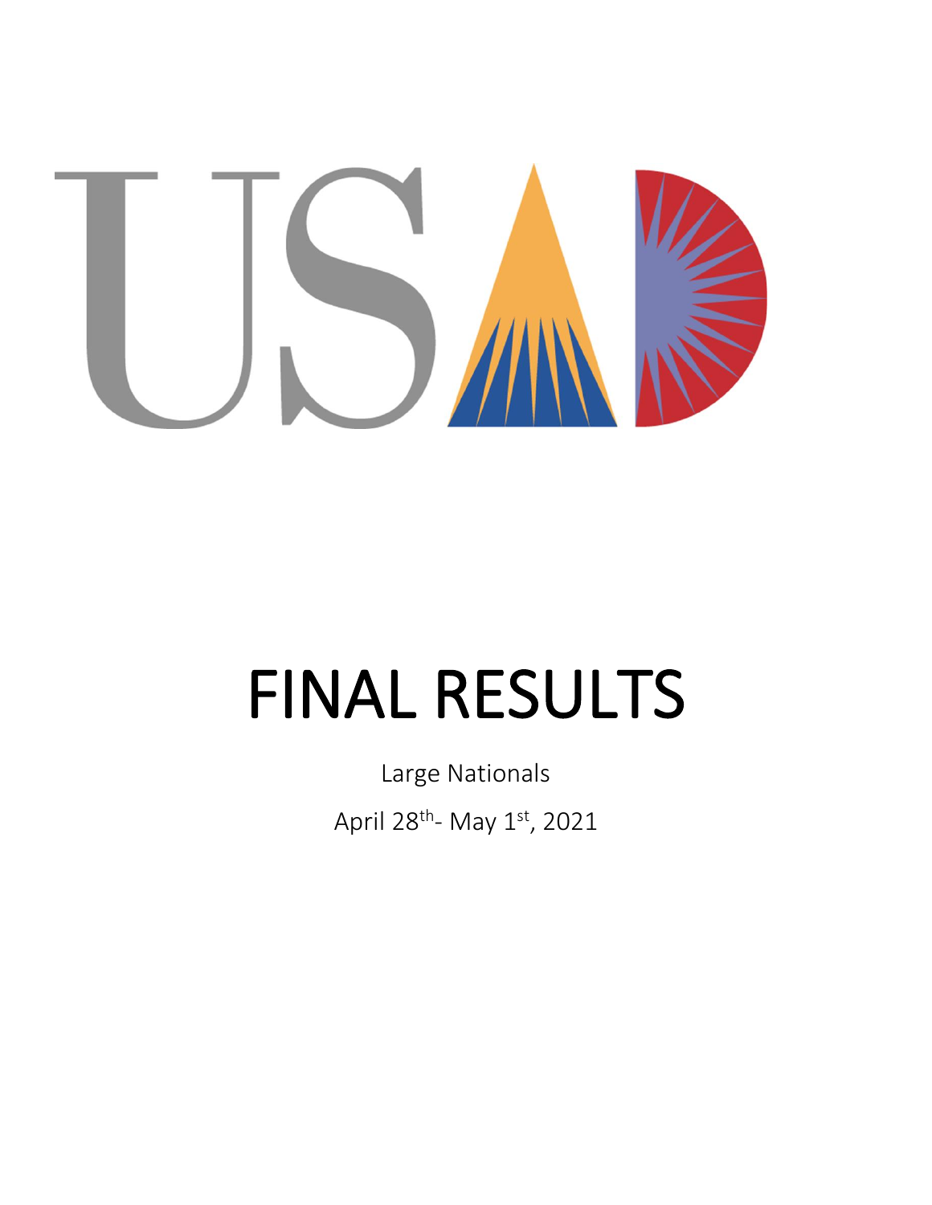USAD

# FINAL RESULTS

Large Nationals

April 28th- May 1st, 2021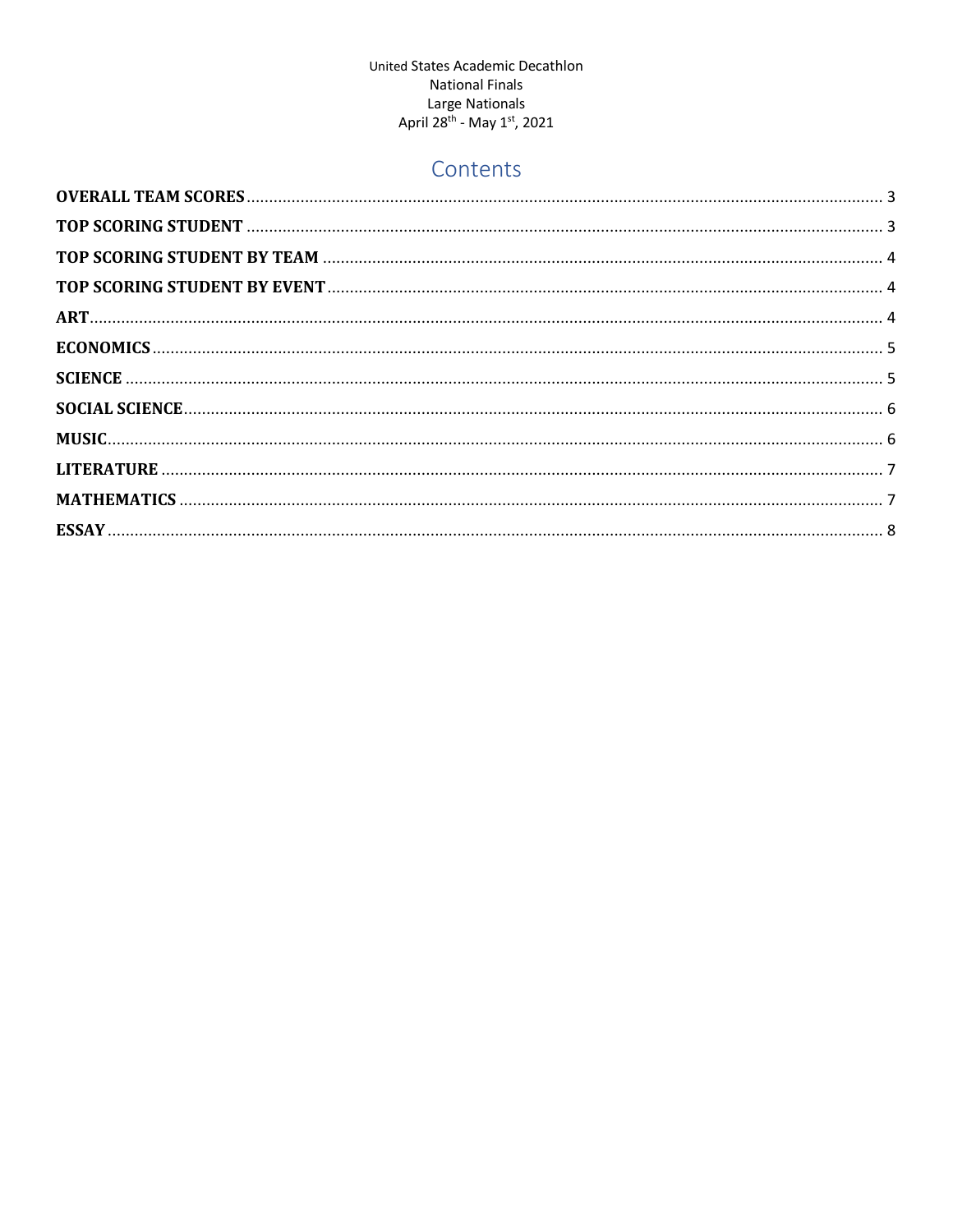United States Academic Decathlon
National Finals
Large Nationals
April 28th - May 1st, 2021

## Contents

**OVERALL TEAM SCORES** .... 3
**TOP SCORING STUDENT** .... 3
**TOP SCORING STUDENT BY TEAM** .... 4
**TOP SCORING STUDENT BY EVENT** .... 4
**ART** .... 4
**ECONOMICS** .... 5
**SCIENCE** .... 5
**SOCIAL SCIENCE** .... 6
**MUSIC** .... 6
**LITERATURE** .... 7
**MATHEMATICS** .... 7
**ESSAY** .... 8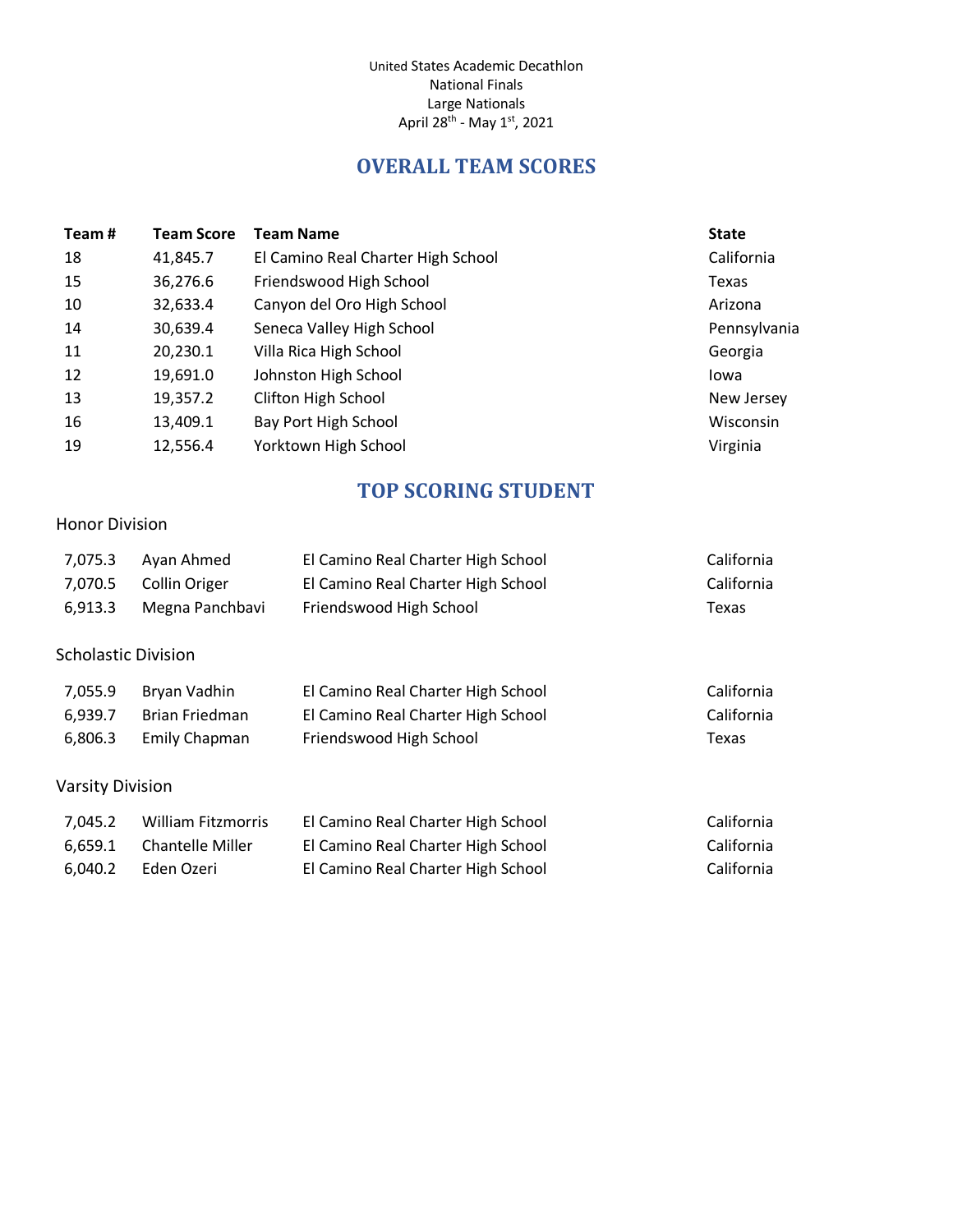United States Academic Decathlon
National Finals
Large Nationals
April 28th - May 1st, 2021

## OVERALL TEAM SCORES

| Team # | Team Score | Team Name | State |
|---|---|---|---|
| 18 | 41,845.7 | El Camino Real Charter High School | California |
| 15 | 36,276.6 | Friendswood High School | Texas |
| 10 | 32,633.4 | Canyon del Oro High School | Arizona |
| 14 | 30,639.4 | Seneca Valley High School | Pennsylvania |
| 11 | 20,230.1 | Villa Rica High School | Georgia |
| 12 | 19,691.0 | Johnston High School | Iowa |
| 13 | 19,357.2 | Clifton High School | New Jersey |
| 16 | 13,409.1 | Bay Port High School | Wisconsin |
| 19 | 12,556.4 | Yorktown High School | Virginia |

## TOP SCORING STUDENT

### Honor Division

| | | | |
|---|---|---|---|
| 7,075.3 | Ayan Ahmed | El Camino Real Charter High School | California |
| 7,070.5 | Collin Origer | El Camino Real Charter High School | California |
| 6,913.3 | Megna Panchbavi | Friendswood High School | Texas |

### Scholastic Division

| | | | |
|---|---|---|---|
| 7,055.9 | Bryan Vadhin | El Camino Real Charter High School | California |
| 6,939.7 | Brian Friedman | El Camino Real Charter High School | California |
| 6,806.3 | Emily Chapman | Friendswood High School | Texas |

### Varsity Division

| | | | |
|---|---|---|---|
| 7,045.2 | William Fitzmorris | El Camino Real Charter High School | California |
| 6,659.1 | Chantelle Miller | El Camino Real Charter High School | California |
| 6,040.2 | Eden Ozeri | El Camino Real Charter High School | California |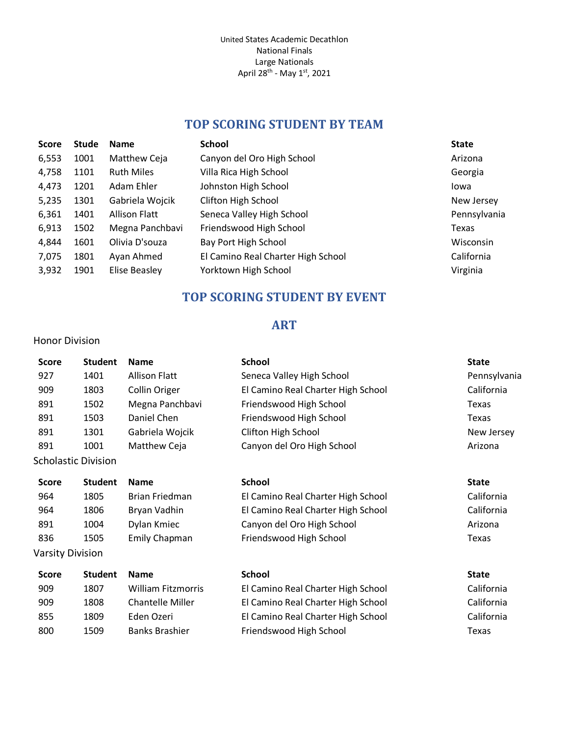United States Academic Decathlon
National Finals
Large Nationals
April 28th - May 1st, 2021

## TOP SCORING STUDENT BY TEAM

| Score | Stude | Name | School | State |
|---|---|---|---|---|
| 6,553 | 1001 | Matthew Ceja | Canyon del Oro High School | Arizona |
| 4,758 | 1101 | Ruth Miles | Villa Rica High School | Georgia |
| 4,473 | 1201 | Adam Ehler | Johnston High School | Iowa |
| 5,235 | 1301 | Gabriela Wojcik | Clifton High School | New Jersey |
| 6,361 | 1401 | Allison Flatt | Seneca Valley High School | Pennsylvania |
| 6,913 | 1502 | Megna Panchbavi | Friendswood High School | Texas |
| 4,844 | 1601 | Olivia D'souza | Bay Port High School | Wisconsin |
| 7,075 | 1801 | Ayan Ahmed | El Camino Real Charter High School | California |
| 3,932 | 1901 | Elise Beasley | Yorktown High School | Virginia |

## TOP SCORING STUDENT BY EVENT

### ART

Honor Division

| Score | Student | Name | School | State |
|---|---|---|---|---|
| 927 | 1401 | Allison Flatt | Seneca Valley High School | Pennsylvania |
| 909 | 1803 | Collin Origer | El Camino Real Charter High School | California |
| 891 | 1502 | Megna Panchbavi | Friendswood High School | Texas |
| 891 | 1503 | Daniel Chen | Friendswood High School | Texas |
| 891 | 1301 | Gabriela Wojcik | Clifton High School | New Jersey |
| 891 | 1001 | Matthew Ceja | Canyon del Oro High School | Arizona |

Scholastic Division

| Score | Student | Name | School | State |
|---|---|---|---|---|
| 964 | 1805 | Brian Friedman | El Camino Real Charter High School | California |
| 964 | 1806 | Bryan Vadhin | El Camino Real Charter High School | California |
| 891 | 1004 | Dylan Kmiec | Canyon del Oro High School | Arizona |
| 836 | 1505 | Emily Chapman | Friendswood High School | Texas |

Varsity Division

| Score | Student | Name | School | State |
|---|---|---|---|---|
| 909 | 1807 | William Fitzmorris | El Camino Real Charter High School | California |
| 909 | 1808 | Chantelle Miller | El Camino Real Charter High School | California |
| 855 | 1809 | Eden Ozeri | El Camino Real Charter High School | California |
| 800 | 1509 | Banks Brashier | Friendswood High School | Texas |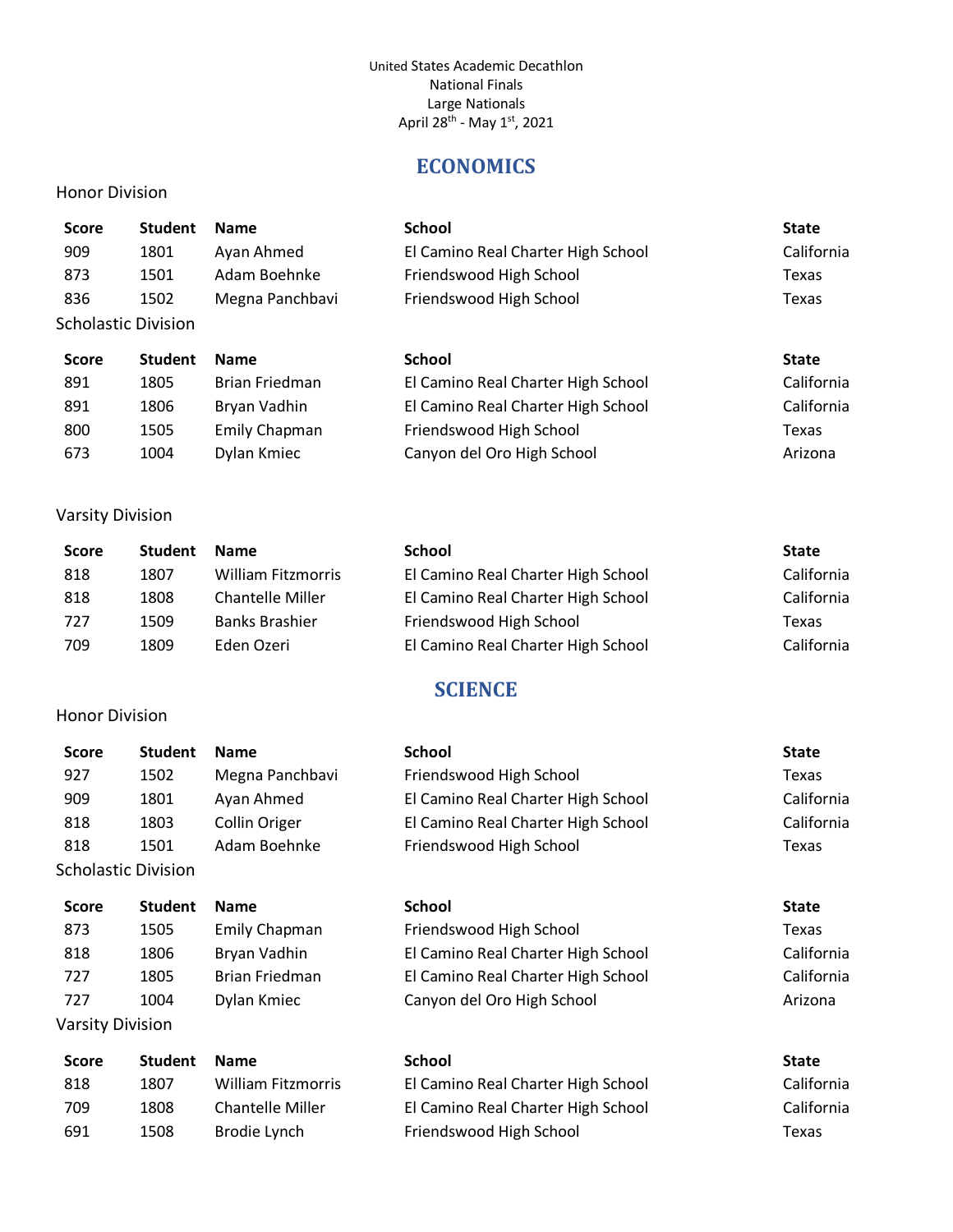United States Academic Decathlon
National Finals
Large Nationals
April 28th - May 1st, 2021

## ECONOMICS

Honor Division

| Score | Student | Name | School | State |
|---|---|---|---|---|
| 909 | 1801 | Ayan Ahmed | El Camino Real Charter High School | California |
| 873 | 1501 | Adam Boehnke | Friendswood High School | Texas |
| 836 | 1502 | Megna Panchbavi | Friendswood High School | Texas |

Scholastic Division

| Score | Student | Name | School | State |
|---|---|---|---|---|
| 891 | 1805 | Brian Friedman | El Camino Real Charter High School | California |
| 891 | 1806 | Bryan Vadhin | El Camino Real Charter High School | California |
| 800 | 1505 | Emily Chapman | Friendswood High School | Texas |
| 673 | 1004 | Dylan Kmiec | Canyon del Oro High School | Arizona |

Varsity Division

| Score | Student | Name | School | State |
|---|---|---|---|---|
| 818 | 1807 | William Fitzmorris | El Camino Real Charter High School | California |
| 818 | 1808 | Chantelle Miller | El Camino Real Charter High School | California |
| 727 | 1509 | Banks Brashier | Friendswood High School | Texas |
| 709 | 1809 | Eden Ozeri | El Camino Real Charter High School | California |

## SCIENCE

Honor Division

| Score | Student | Name | School | State |
|---|---|---|---|---|
| 927 | 1502 | Megna Panchbavi | Friendswood High School | Texas |
| 909 | 1801 | Ayan Ahmed | El Camino Real Charter High School | California |
| 818 | 1803 | Collin Origer | El Camino Real Charter High School | California |
| 818 | 1501 | Adam Boehnke | Friendswood High School | Texas |

Scholastic Division

| Score | Student | Name | School | State |
|---|---|---|---|---|
| 873 | 1505 | Emily Chapman | Friendswood High School | Texas |
| 818 | 1806 | Bryan Vadhin | El Camino Real Charter High School | California |
| 727 | 1805 | Brian Friedman | El Camino Real Charter High School | California |
| 727 | 1004 | Dylan Kmiec | Canyon del Oro High School | Arizona |

Varsity Division

| Score | Student | Name | School | State |
|---|---|---|---|---|
| 818 | 1807 | William Fitzmorris | El Camino Real Charter High School | California |
| 709 | 1808 | Chantelle Miller | El Camino Real Charter High School | California |
| 691 | 1508 | Brodie Lynch | Friendswood High School | Texas |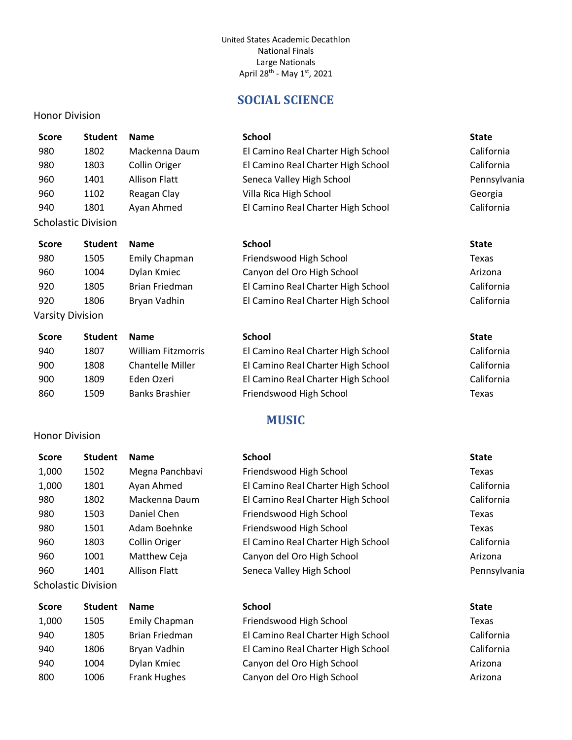United States Academic Decathlon
National Finals
Large Nationals
April 28th - May 1st, 2021

## SOCIAL SCIENCE

Honor Division

| Score | Student | Name | School | State |
|---|---|---|---|---|
| 980 | 1802 | Mackenna Daum | El Camino Real Charter High School | California |
| 980 | 1803 | Collin Origer | El Camino Real Charter High School | California |
| 960 | 1401 | Allison Flatt | Seneca Valley High School | Pennsylvania |
| 960 | 1102 | Reagan Clay | Villa Rica High School | Georgia |
| 940 | 1801 | Ayan Ahmed | El Camino Real Charter High School | California |

Scholastic Division

| Score | Student | Name | School | State |
|---|---|---|---|---|
| 980 | 1505 | Emily Chapman | Friendswood High School | Texas |
| 960 | 1004 | Dylan Kmiec | Canyon del Oro High School | Arizona |
| 920 | 1805 | Brian Friedman | El Camino Real Charter High School | California |
| 920 | 1806 | Bryan Vadhin | El Camino Real Charter High School | California |

Varsity Division

| Score | Student | Name | School | State |
|---|---|---|---|---|
| 940 | 1807 | William Fitzmorris | El Camino Real Charter High School | California |
| 900 | 1808 | Chantelle Miller | El Camino Real Charter High School | California |
| 900 | 1809 | Eden Ozeri | El Camino Real Charter High School | California |
| 860 | 1509 | Banks Brashier | Friendswood High School | Texas |

## MUSIC

Honor Division

| Score | Student | Name | School | State |
|---|---|---|---|---|
| 1,000 | 1502 | Megna Panchbavi | Friendswood High School | Texas |
| 1,000 | 1801 | Ayan Ahmed | El Camino Real Charter High School | California |
| 980 | 1802 | Mackenna Daum | El Camino Real Charter High School | California |
| 980 | 1503 | Daniel Chen | Friendswood High School | Texas |
| 980 | 1501 | Adam Boehnke | Friendswood High School | Texas |
| 960 | 1803 | Collin Origer | El Camino Real Charter High School | California |
| 960 | 1001 | Matthew Ceja | Canyon del Oro High School | Arizona |
| 960 | 1401 | Allison Flatt | Seneca Valley High School | Pennsylvania |

Scholastic Division

| Score | Student | Name | School | State |
|---|---|---|---|---|
| 1,000 | 1505 | Emily Chapman | Friendswood High School | Texas |
| 940 | 1805 | Brian Friedman | El Camino Real Charter High School | California |
| 940 | 1806 | Bryan Vadhin | El Camino Real Charter High School | California |
| 940 | 1004 | Dylan Kmiec | Canyon del Oro High School | Arizona |
| 800 | 1006 | Frank Hughes | Canyon del Oro High School | Arizona |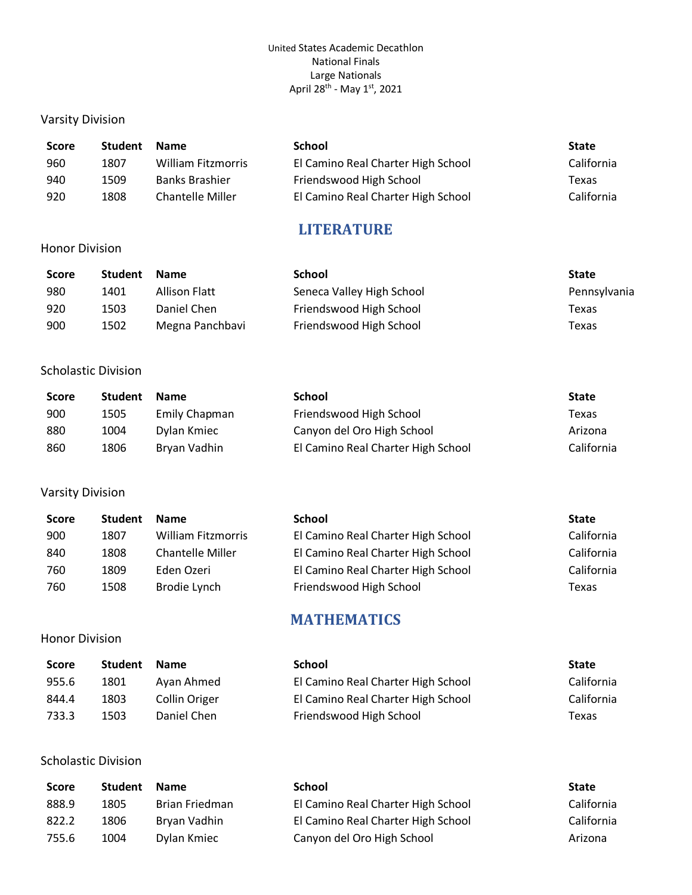United States Academic Decathlon
National Finals
Large Nationals
April 28th - May 1st, 2021

Varsity Division

| Score | Student | Name | School | State |
|---|---|---|---|---|
| 960 | 1807 | William Fitzmorris | El Camino Real Charter High School | California |
| 940 | 1509 | Banks Brashier | Friendswood High School | Texas |
| 920 | 1808 | Chantelle Miller | El Camino Real Charter High School | California |

## LITERATURE

Honor Division

| Score | Student | Name | School | State |
|---|---|---|---|---|
| 980 | 1401 | Allison Flatt | Seneca Valley High School | Pennsylvania |
| 920 | 1503 | Daniel Chen | Friendswood High School | Texas |
| 900 | 1502 | Megna Panchbavi | Friendswood High School | Texas |

Scholastic Division

| Score | Student | Name | School | State |
|---|---|---|---|---|
| 900 | 1505 | Emily Chapman | Friendswood High School | Texas |
| 880 | 1004 | Dylan Kmiec | Canyon del Oro High School | Arizona |
| 860 | 1806 | Bryan Vadhin | El Camino Real Charter High School | California |

Varsity Division

| Score | Student | Name | School | State |
|---|---|---|---|---|
| 900 | 1807 | William Fitzmorris | El Camino Real Charter High School | California |
| 840 | 1808 | Chantelle Miller | El Camino Real Charter High School | California |
| 760 | 1809 | Eden Ozeri | El Camino Real Charter High School | California |
| 760 | 1508 | Brodie Lynch | Friendswood High School | Texas |

## MATHEMATICS

Honor Division

| Score | Student | Name | School | State |
|---|---|---|---|---|
| 955.6 | 1801 | Ayan Ahmed | El Camino Real Charter High School | California |
| 844.4 | 1803 | Collin Origer | El Camino Real Charter High School | California |
| 733.3 | 1503 | Daniel Chen | Friendswood High School | Texas |

Scholastic Division

| Score | Student | Name | School | State |
|---|---|---|---|---|
| 888.9 | 1805 | Brian Friedman | El Camino Real Charter High School | California |
| 822.2 | 1806 | Bryan Vadhin | El Camino Real Charter High School | California |
| 755.6 | 1004 | Dylan Kmiec | Canyon del Oro High School | Arizona |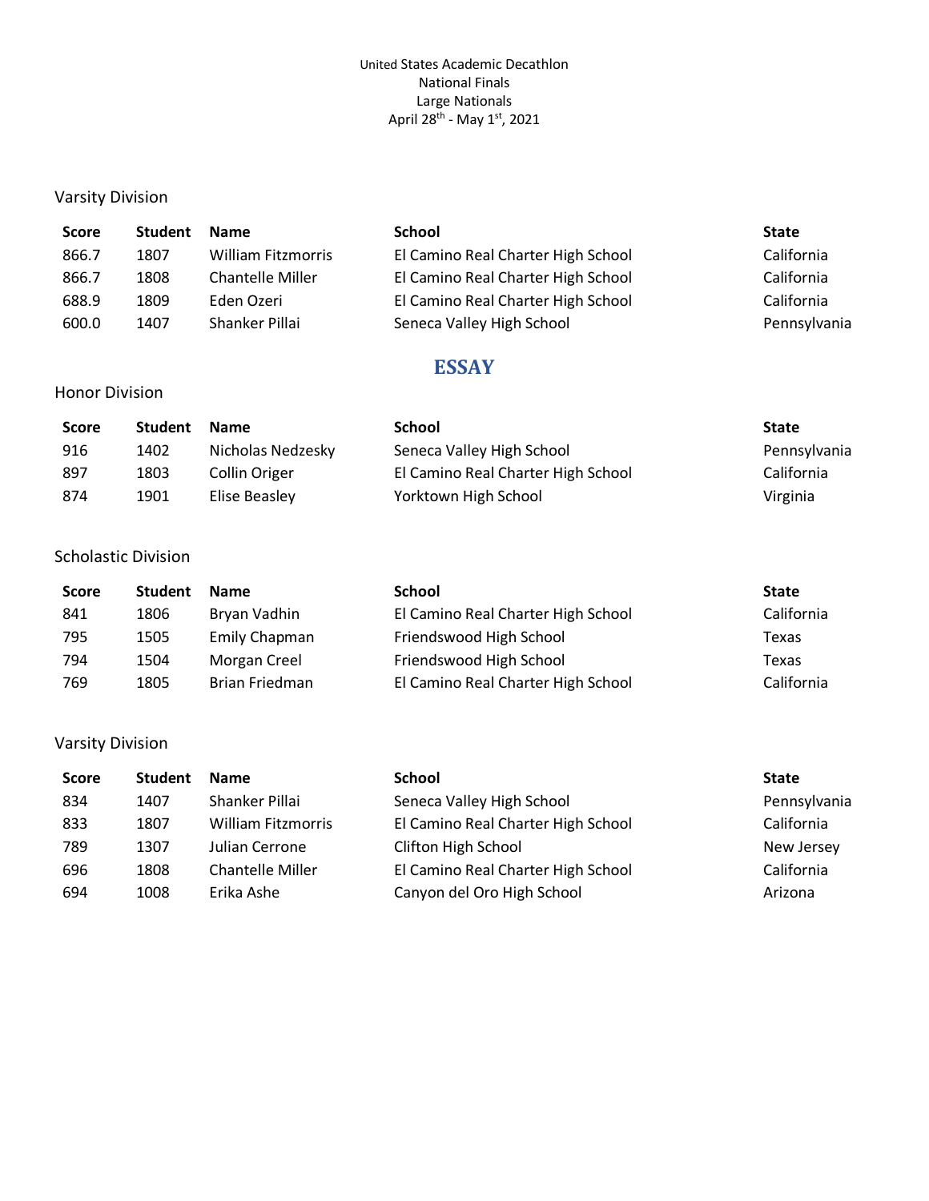United States Academic Decathlon
National Finals
Large Nationals
April 28th - May 1st, 2021

### Varsity Division

| Score | Student | Name | School | State |
|---|---|---|---|---|
| 866.7 | 1807 | William Fitzmorris | El Camino Real Charter High School | California |
| 866.7 | 1808 | Chantelle Miller | El Camino Real Charter High School | California |
| 688.9 | 1809 | Eden Ozeri | El Camino Real Charter High School | California |
| 600.0 | 1407 | Shanker Pillai | Seneca Valley High School | Pennsylvania |

## ESSAY

### Honor Division

| Score | Student | Name | School | State |
|---|---|---|---|---|
| 916 | 1402 | Nicholas Nedzesky | Seneca Valley High School | Pennsylvania |
| 897 | 1803 | Collin Origer | El Camino Real Charter High School | California |
| 874 | 1901 | Elise Beasley | Yorktown High School | Virginia |

### Scholastic Division

| Score | Student | Name | School | State |
|---|---|---|---|---|
| 841 | 1806 | Bryan Vadhin | El Camino Real Charter High School | California |
| 795 | 1505 | Emily Chapman | Friendswood High School | Texas |
| 794 | 1504 | Morgan Creel | Friendswood High School | Texas |
| 769 | 1805 | Brian Friedman | El Camino Real Charter High School | California |

### Varsity Division

| Score | Student | Name | School | State |
|---|---|---|---|---|
| 834 | 1407 | Shanker Pillai | Seneca Valley High School | Pennsylvania |
| 833 | 1807 | William Fitzmorris | El Camino Real Charter High School | California |
| 789 | 1307 | Julian Cerrone | Clifton High School | New Jersey |
| 696 | 1808 | Chantelle Miller | El Camino Real Charter High School | California |
| 694 | 1008 | Erika Ashe | Canyon del Oro High School | Arizona |